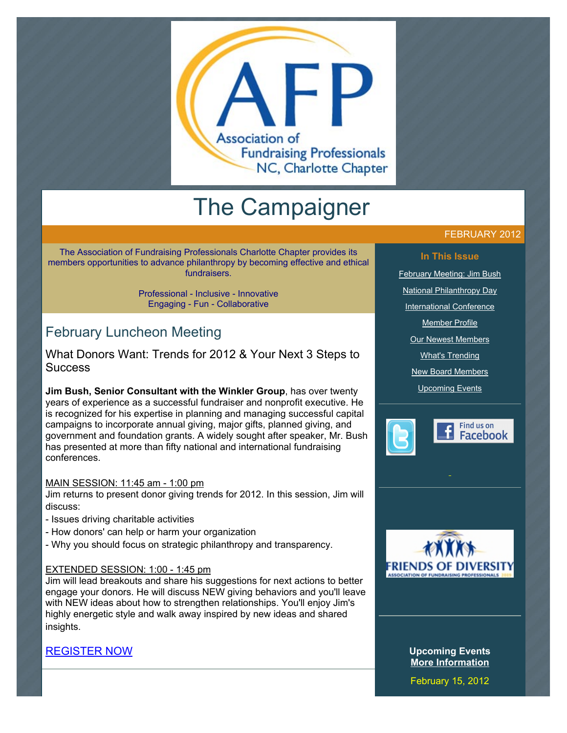Association of Fundraising Professionals NC, Charlotte Chapter

# The Campaigner

FEBRUARY 2012

The Association of Fundraising Professionals Charlotte Chapter provides its members opportunities to advance philanthropy by becoming effective and ethical fundraisers.

Professional - Inclusive - Innovative
Engaging - Fun - Collaborative

## February Luncheon Meeting

### What Donors Want: Trends for 2012 & Your Next 3 Steps to Success

**Jim Bush, Senior Consultant with the Winkler Group**, has over twenty years of experience as a successful fundraiser and nonprofit executive. He is recognized for his expertise in planning and managing successful capital campaigns to incorporate annual giving, major gifts, planned giving, and government and foundation grants. A widely sought after speaker, Mr. Bush has presented at more than fifty national and international fundraising conferences.

MAIN SESSION: 11:45 am - 1:00 pm
Jim returns to present donor giving trends for 2012. In this session, Jim will discuss:
- Issues driving charitable activities
- How donors' can help or harm your organization
- Why you should focus on strategic philanthropy and transparency.

EXTENDED SESSION: 1:00 - 1:45 pm
Jim will lead breakouts and share his suggestions for next actions to better engage your donors. He will discuss NEW giving behaviors and you'll leave with NEW ideas about how to strengthen relationships. You'll enjoy Jim's highly energetic style and walk away inspired by new ideas and shared insights.

REGISTER NOW

**In This Issue**

- February Meeting: Jim Bush
- National Philanthropy Day
- International Conference
- Member Profile
- Our Newest Members
- What's Trending
- New Board Members
- Upcoming Events

Find us on Facebook

FRIENDS OF DIVERSITY
ASSOCIATION OF FUNDRAISING PROFESSIONALS

**Upcoming Events**
**More Information**

February 15, 2012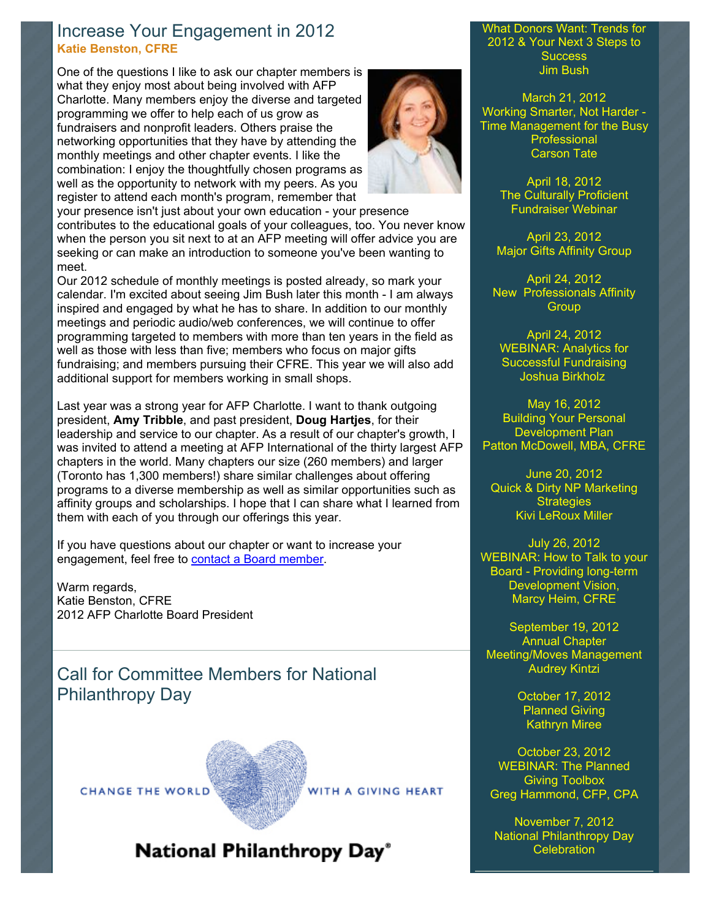## Increase Your Engagement in 2012

**Katie Benston, CFRE**

One of the questions I like to ask our chapter members is what they enjoy most about being involved with AFP Charlotte. Many members enjoy the diverse and targeted programming we offer to help each of us grow as fundraisers and nonprofit leaders. Others praise the networking opportunities that they have by attending the monthly meetings and other chapter events. I like the combination: I enjoy the thoughtfully chosen programs as well as the opportunity to network with my peers. As you register to attend each month's program, remember that your presence isn't just about your own education - your presence contributes to the educational goals of your colleagues, too. You never know when the person you sit next to at an AFP meeting will offer advice you are seeking or can make an introduction to someone you've been wanting to meet.

Our 2012 schedule of monthly meetings is posted already, so mark your calendar. I'm excited about seeing Jim Bush later this month - I am always inspired and engaged by what he has to share. In addition to our monthly meetings and periodic audio/web conferences, we will continue to offer programming targeted to members with more than ten years in the field as well as those with less than five; members who focus on major gifts fundraising; and members pursuing their CFRE. This year we will also add additional support for members working in small shops.

Last year was a strong year for AFP Charlotte. I want to thank outgoing president, **Amy Tribble**, and past president, **Doug Hartjes**, for their leadership and service to our chapter. As a result of our chapter's growth, I was invited to attend a meeting at AFP International of the thirty largest AFP chapters in the world. Many chapters our size (260 members) and larger (Toronto has 1,300 members!) share similar challenges about offering programs to a diverse membership as well as similar opportunities such as affinity groups and scholarships. I hope that I can share what I learned from them with each of you through our offerings this year.

If you have questions about our chapter or want to increase your engagement, feel free to contact a Board member.

Warm regards,
Katie Benston, CFRE
2012 AFP Charlotte Board President

## Call for Committee Members for National Philanthropy Day

CHANGE THE WORLD WITH A GIVING HEART

National Philanthropy Day®

---

What Donors Want: Trends for 2012 & Your Next 3 Steps to Success
Jim Bush

March 21, 2012
Working Smarter, Not Harder - Time Management for the Busy Professional
Carson Tate

April 18, 2012
The Culturally Proficient Fundraiser Webinar

April 23, 2012
Major Gifts Affinity Group

April 24, 2012
New Professionals Affinity Group

April 24, 2012
WEBINAR: Analytics for Successful Fundraising
Joshua Birkholz

May 16, 2012
Building Your Personal Development Plan
Patton McDowell, MBA, CFRE

June 20, 2012
Quick & Dirty NP Marketing Strategies
Kivi LeRoux Miller

July 26, 2012
WEBINAR: How to Talk to your Board - Providing long-term Development Vision,
Marcy Heim, CFRE

September 19, 2012
Annual Chapter Meeting/Moves Management
Audrey Kintzi

October 17, 2012
Planned Giving
Kathryn Miree

October 23, 2012
WEBINAR: The Planned Giving Toolbox
Greg Hammond, CFP, CPA

November 7, 2012
National Philanthropy Day Celebration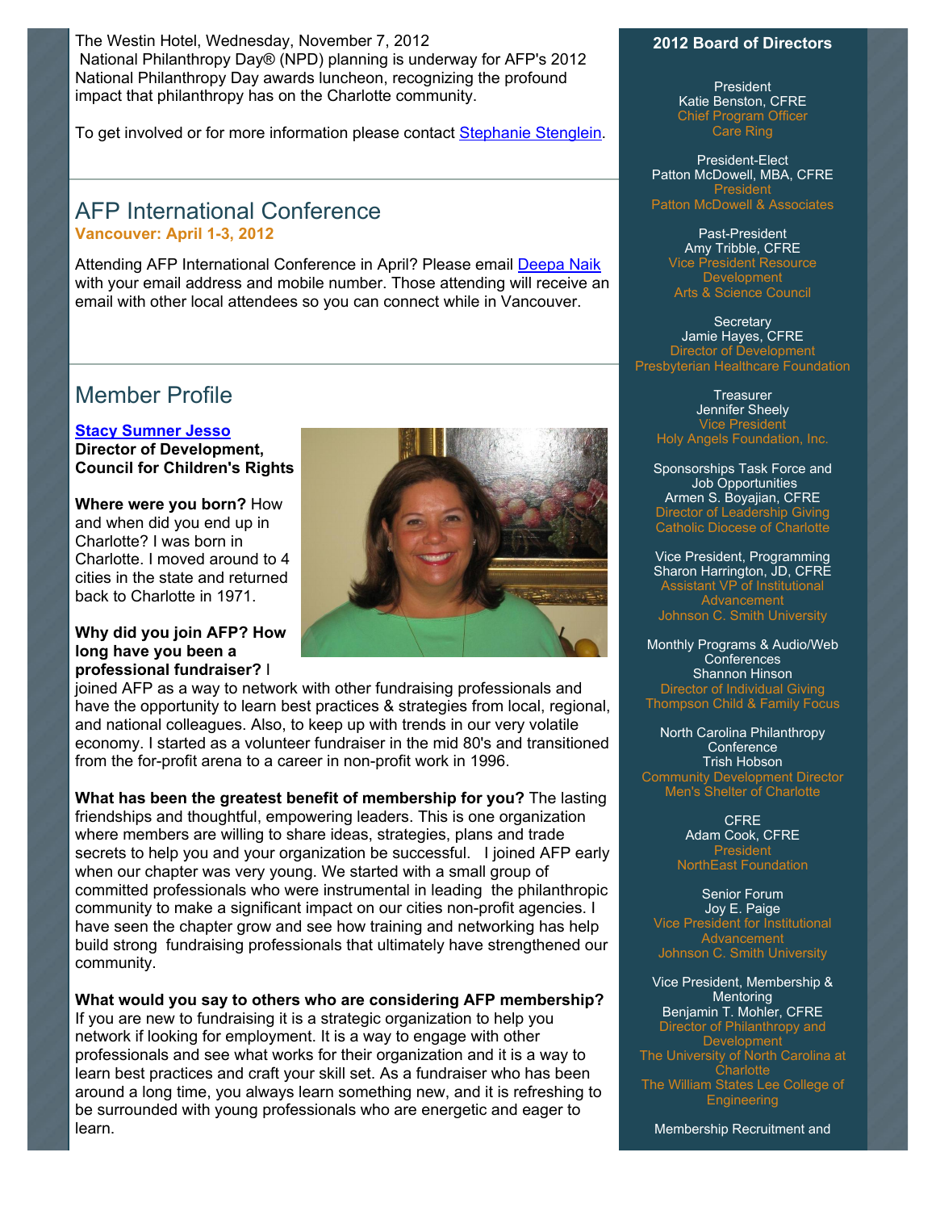The Westin Hotel, Wednesday, November 7, 2012
National Philanthropy Day® (NPD) planning is underway for AFP's 2012 National Philanthropy Day awards luncheon, recognizing the profound impact that philanthropy has on the Charlotte community.

To get involved or for more information please contact Stephanie Stenglein.

## AFP International Conference

**Vancouver: April 1-3, 2012**

Attending AFP International Conference in April? Please email Deepa Naik with your email address and mobile number. Those attending will receive an email with other local attendees so you can connect while in Vancouver.

## Member Profile

**Stacy Sumner Jesso**
**Director of Development, Council for Children's Rights**

**Where were you born?** How and when did you end up in Charlotte? I was born in Charlotte. I moved around to 4 cities in the state and returned back to Charlotte in 1971.

**Why did you join AFP? How long have you been a professional fundraiser?** I joined AFP as a way to network with other fundraising professionals and have the opportunity to learn best practices & strategies from local, regional, and national colleagues. Also, to keep up with trends in our very volatile economy. I started as a volunteer fundraiser in the mid 80's and transitioned from the for-profit arena to a career in non-profit work in 1996.

**What has been the greatest benefit of membership for you?** The lasting friendships and thoughtful, empowering leaders. This is one organization where members are willing to share ideas, strategies, plans and trade secrets to help you and your organization be successful. I joined AFP early when our chapter was very young. We started with a small group of committed professionals who were instrumental in leading the philanthropic community to make a significant impact on our cities non-profit agencies. I have seen the chapter grow and see how training and networking has help build strong fundraising professionals that ultimately have strengthened our community.

**What would you say to others who are considering AFP membership?** If you are new to fundraising it is a strategic organization to help you network if looking for employment. It is a way to engage with other professionals and see what works for their organization and it is a way to learn best practices and craft your skill set. As a fundraiser who has been around a long time, you always learn something new, and it is refreshing to be surrounded with young professionals who are energetic and eager to learn.

### 2012 Board of Directors

President
Katie Benston, CFRE
Chief Program Officer
Care Ring

President-Elect
Patton McDowell, MBA, CFRE
President
Patton McDowell & Associates

Past-President
Amy Tribble, CFRE
Vice President Resource Development
Arts & Science Council

Secretary
Jamie Hayes, CFRE
Director of Development
Presbyterian Healthcare Foundation

Treasurer
Jennifer Sheely
Vice President
Holy Angels Foundation, Inc.

Sponsorships Task Force and Job Opportunities
Armen S. Boyajian, CFRE
Director of Leadership Giving
Catholic Diocese of Charlotte

Vice President, Programming
Sharon Harrington, JD, CFRE
Assistant VP of Institutional Advancement
Johnson C. Smith University

Monthly Programs & Audio/Web Conferences
Shannon Hinson
Director of Individual Giving
Thompson Child & Family Focus

North Carolina Philanthropy Conference
Trish Hobson
Community Development Director
Men's Shelter of Charlotte

CFRE
Adam Cook, CFRE
President
NorthEast Foundation

Senior Forum
Joy E. Paige
Vice President for Institutional Advancement
Johnson C. Smith University

Vice President, Membership & Mentoring
Benjamin T. Mohler, CFRE
Director of Philanthropy and Development
The University of North Carolina at Charlotte
The William States Lee College of Engineering

Membership Recruitment and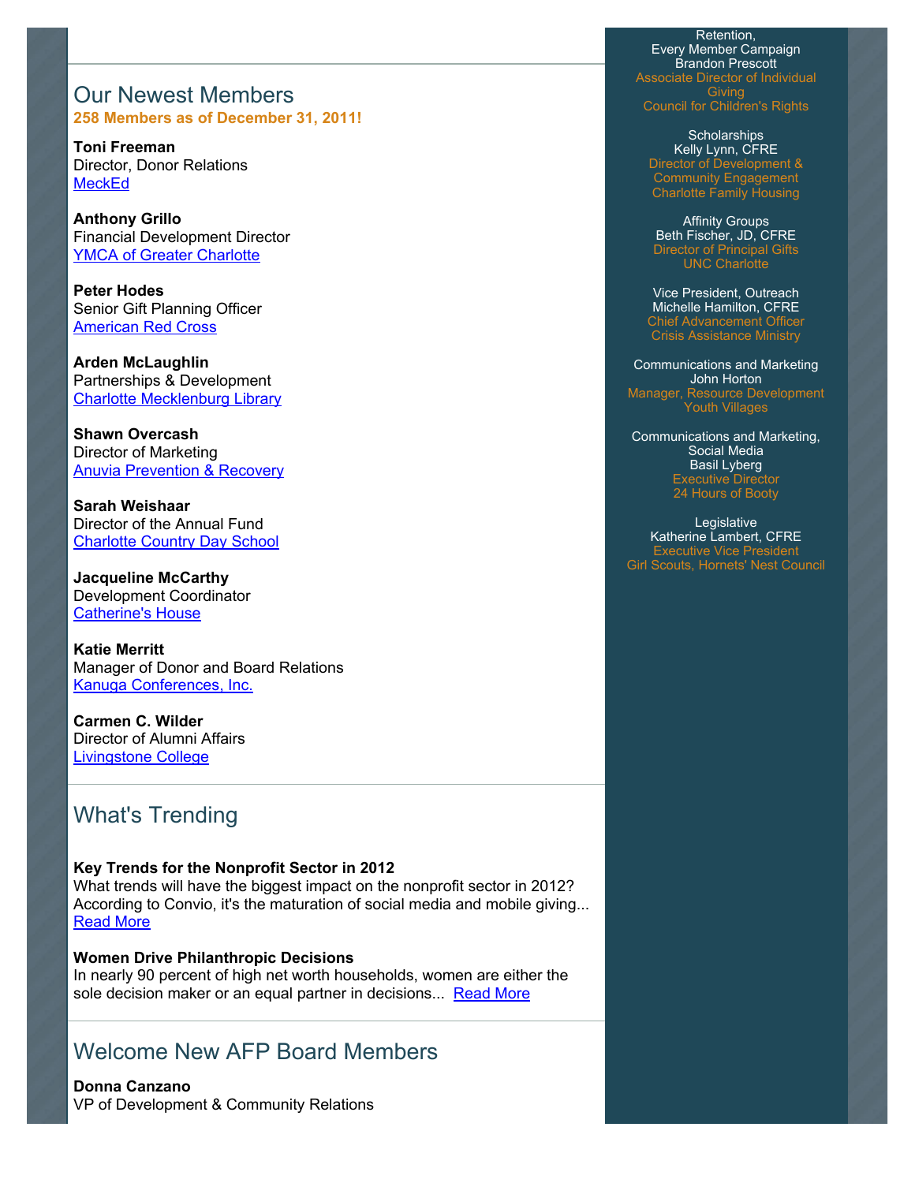## Our Newest Members

**258 Members as of December 31, 2011!**

**Toni Freeman**
Director, Donor Relations
MeckEd

**Anthony Grillo**
Financial Development Director
YMCA of Greater Charlotte

**Peter Hodes**
Senior Gift Planning Officer
American Red Cross

**Arden McLaughlin**
Partnerships & Development
Charlotte Mecklenburg Library

**Shawn Overcash**
Director of Marketing
Anuvia Prevention & Recovery

**Sarah Weishaar**
Director of the Annual Fund
Charlotte Country Day School

**Jacqueline McCarthy**
Development Coordinator
Catherine's House

**Katie Merritt**
Manager of Donor and Board Relations
Kanuga Conferences, Inc.

**Carmen C. Wilder**
Director of Alumni Affairs
Livingstone College

## What's Trending

**Key Trends for the Nonprofit Sector in 2012**
What trends will have the biggest impact on the nonprofit sector in 2012? According to Convio, it's the maturation of social media and mobile giving... Read More

**Women Drive Philanthropic Decisions**
In nearly 90 percent of high net worth households, women are either the sole decision maker or an equal partner in decisions... Read More

## Welcome New AFP Board Members

**Donna Canzano**
VP of Development & Community Relations

Retention,
Every Member Campaign
Brandon Prescott
Associate Director of Individual Giving
Council for Children's Rights

Scholarships
Kelly Lynn, CFRE
Director of Development & Community Engagement
Charlotte Family Housing

Affinity Groups
Beth Fischer, JD, CFRE
Director of Principal Gifts
UNC Charlotte

Vice President, Outreach
Michelle Hamilton, CFRE
Chief Advancement Officer
Crisis Assistance Ministry

Communications and Marketing
John Horton
Manager, Resource Development
Youth Villages

Communications and Marketing, Social Media
Basil Lyberg
Executive Director
24 Hours of Booty

Legislative
Katherine Lambert, CFRE
Executive Vice President
Girl Scouts, Hornets' Nest Council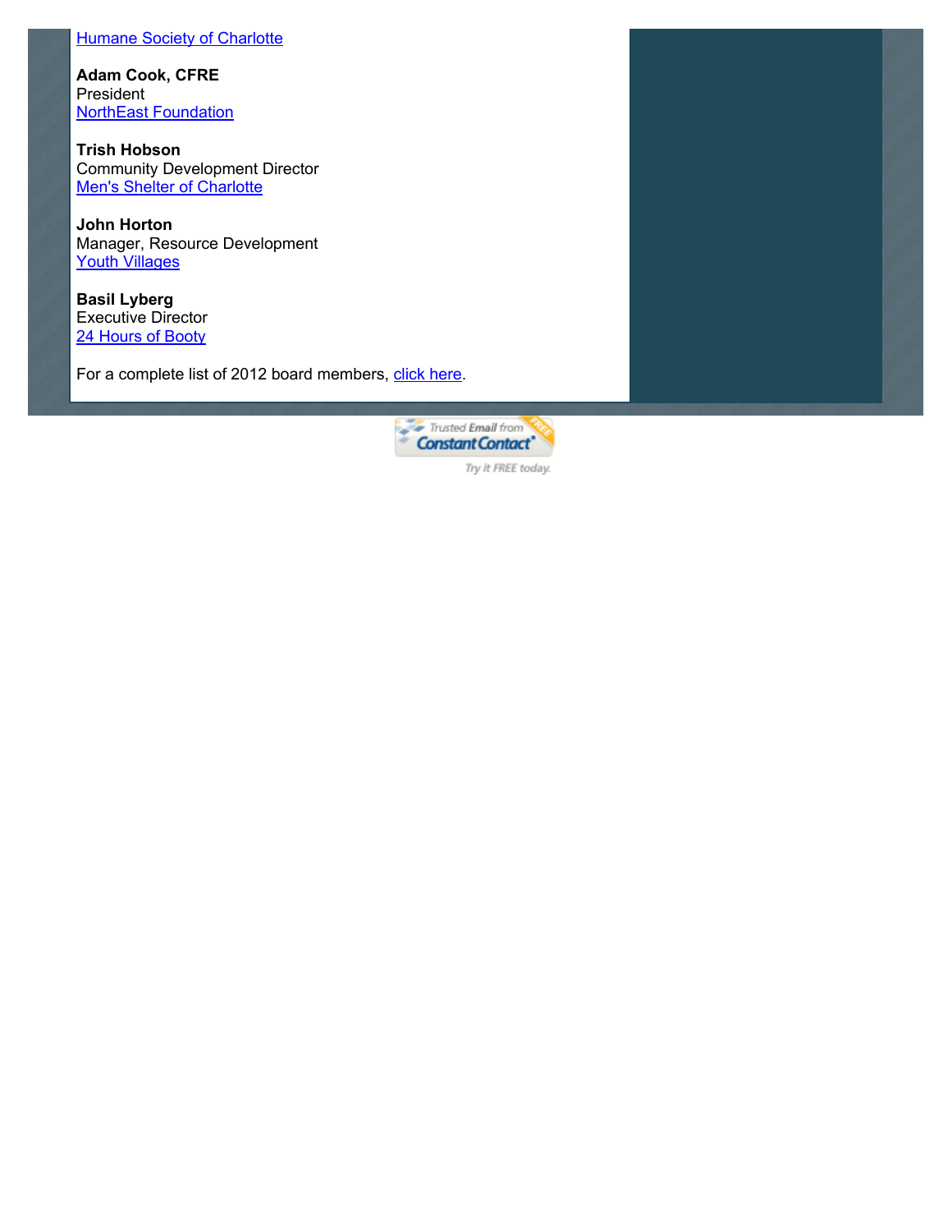Humane Society of Charlotte

**Adam Cook, CFRE**
President
NorthEast Foundation

**Trish Hobson**
Community Development Director
Men's Shelter of Charlotte

**John Horton**
Manager, Resource Development
Youth Villages

**Basil Lyberg**
Executive Director
24 Hours of Booty

For a complete list of 2012 board members, click here.

Trusted Email from Constant Contact
Try it FREE today.